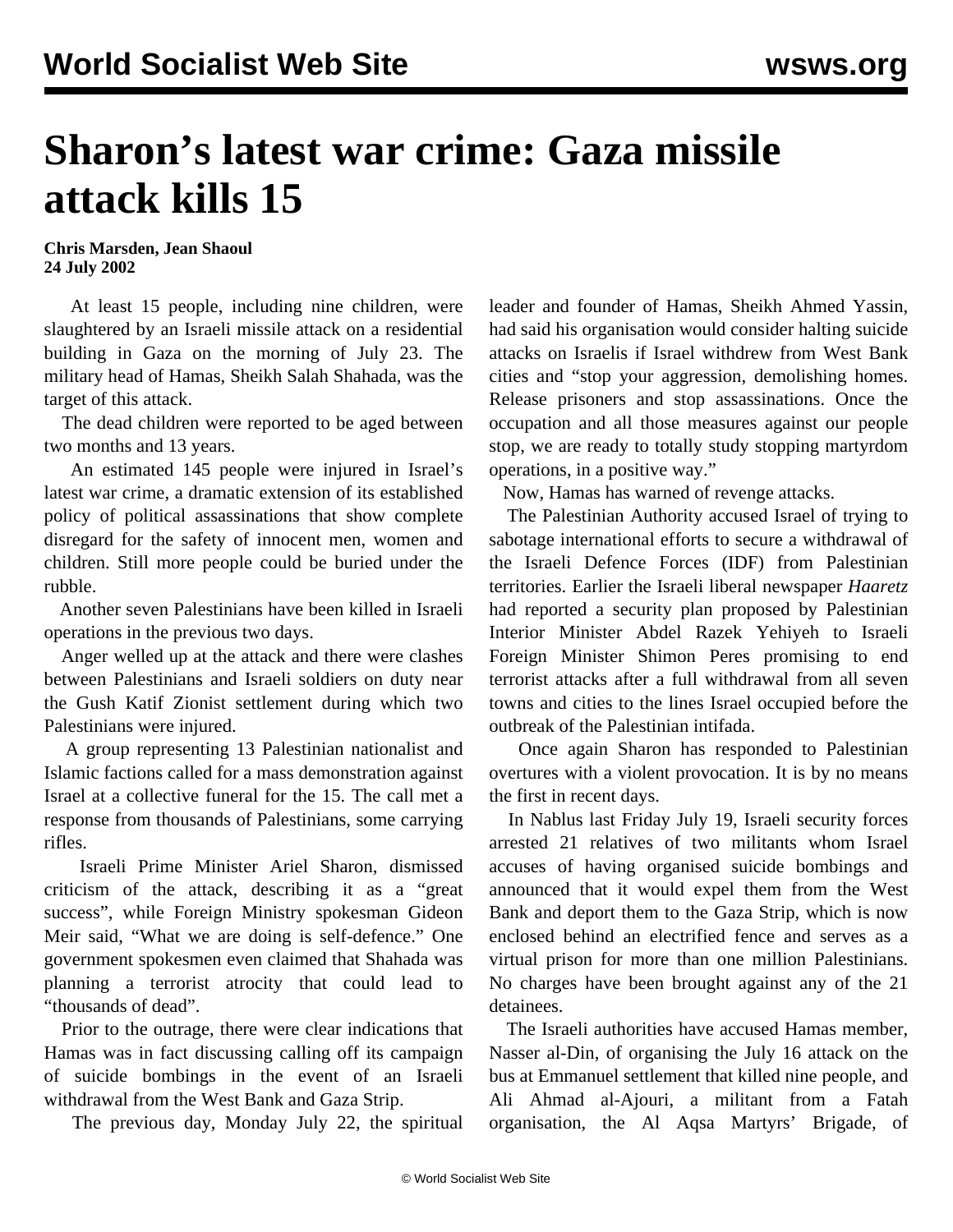# Sharon's latest war crime: Gaza missile attack kills 15

**Chris Marsden, Jean Shaoul**
**24 July 2002**

At least 15 people, including nine children, were slaughtered by an Israeli missile attack on a residential building in Gaza on the morning of July 23. The military head of Hamas, Sheikh Salah Shahada, was the target of this attack.

The dead children were reported to be aged between two months and 13 years.

An estimated 145 people were injured in Israel's latest war crime, a dramatic extension of its established policy of political assassinations that show complete disregard for the safety of innocent men, women and children. Still more people could be buried under the rubble.

Another seven Palestinians have been killed in Israeli operations in the previous two days.

Anger welled up at the attack and there were clashes between Palestinians and Israeli soldiers on duty near the Gush Katif Zionist settlement during which two Palestinians were injured.

A group representing 13 Palestinian nationalist and Islamic factions called for a mass demonstration against Israel at a collective funeral for the 15. The call met a response from thousands of Palestinians, some carrying rifles.

Israeli Prime Minister Ariel Sharon, dismissed criticism of the attack, describing it as a "great success", while Foreign Ministry spokesman Gideon Meir said, "What we are doing is self-defence." One government spokesmen even claimed that Shahada was planning a terrorist atrocity that could lead to "thousands of dead".

Prior to the outrage, there were clear indications that Hamas was in fact discussing calling off its campaign of suicide bombings in the event of an Israeli withdrawal from the West Bank and Gaza Strip.

The previous day, Monday July 22, the spiritual leader and founder of Hamas, Sheikh Ahmed Yassin, had said his organisation would consider halting suicide attacks on Israelis if Israel withdrew from West Bank cities and "stop your aggression, demolishing homes. Release prisoners and stop assassinations. Once the occupation and all those measures against our people stop, we are ready to totally study stopping martyrdom operations, in a positive way."

Now, Hamas has warned of revenge attacks.

The Palestinian Authority accused Israel of trying to sabotage international efforts to secure a withdrawal of the Israeli Defence Forces (IDF) from Palestinian territories. Earlier the Israeli liberal newspaper *Haaretz* had reported a security plan proposed by Palestinian Interior Minister Abdel Razek Yehiyeh to Israeli Foreign Minister Shimon Peres promising to end terrorist attacks after a full withdrawal from all seven towns and cities to the lines Israel occupied before the outbreak of the Palestinian intifada.

Once again Sharon has responded to Palestinian overtures with a violent provocation. It is by no means the first in recent days.

In Nablus last Friday July 19, Israeli security forces arrested 21 relatives of two militants whom Israel accuses of having organised suicide bombings and announced that it would expel them from the West Bank and deport them to the Gaza Strip, which is now enclosed behind an electrified fence and serves as a virtual prison for more than one million Palestinians. No charges have been brought against any of the 21 detainees.

The Israeli authorities have accused Hamas member, Nasser al-Din, of organising the July 16 attack on the bus at Emmanuel settlement that killed nine people, and Ali Ahmad al-Ajouri, a militant from a Fatah organisation, the Al Aqsa Martyrs' Brigade, of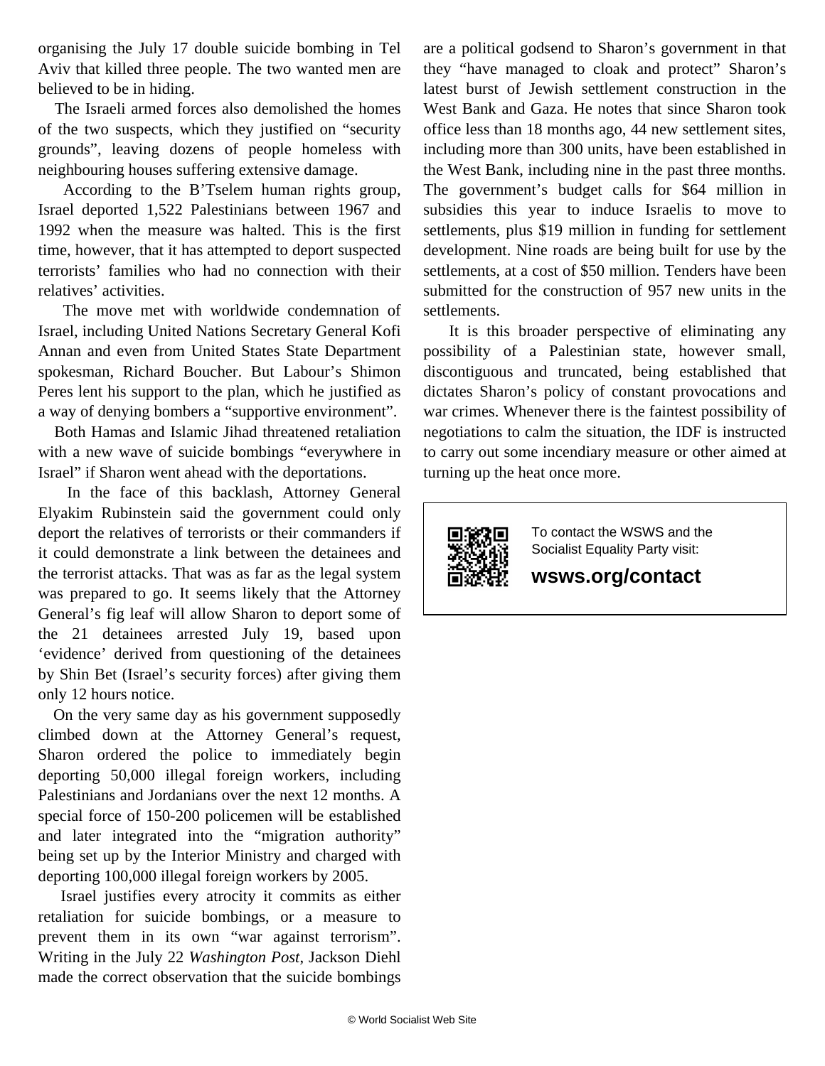organising the July 17 double suicide bombing in Tel Aviv that killed three people. The two wanted men are believed to be in hiding.

The Israeli armed forces also demolished the homes of the two suspects, which they justified on "security grounds", leaving dozens of people homeless with neighbouring houses suffering extensive damage.

According to the B'Tselem human rights group, Israel deported 1,522 Palestinians between 1967 and 1992 when the measure was halted. This is the first time, however, that it has attempted to deport suspected terrorists' families who had no connection with their relatives' activities.

The move met with worldwide condemnation of Israel, including United Nations Secretary General Kofi Annan and even from United States State Department spokesman, Richard Boucher. But Labour's Shimon Peres lent his support to the plan, which he justified as a way of denying bombers a "supportive environment".

Both Hamas and Islamic Jihad threatened retaliation with a new wave of suicide bombings "everywhere in Israel" if Sharon went ahead with the deportations.

In the face of this backlash, Attorney General Elyakim Rubinstein said the government could only deport the relatives of terrorists or their commanders if it could demonstrate a link between the detainees and the terrorist attacks. That was as far as the legal system was prepared to go. It seems likely that the Attorney General's fig leaf will allow Sharon to deport some of the 21 detainees arrested July 19, based upon 'evidence' derived from questioning of the detainees by Shin Bet (Israel's security forces) after giving them only 12 hours notice.

On the very same day as his government supposedly climbed down at the Attorney General's request, Sharon ordered the police to immediately begin deporting 50,000 illegal foreign workers, including Palestinians and Jordanians over the next 12 months. A special force of 150-200 policemen will be established and later integrated into the "migration authority" being set up by the Interior Ministry and charged with deporting 100,000 illegal foreign workers by 2005.

Israel justifies every atrocity it commits as either retaliation for suicide bombings, or a measure to prevent them in its own "war against terrorism". Writing in the July 22 *Washington Post*, Jackson Diehl made the correct observation that the suicide bombings are a political godsend to Sharon's government in that they "have managed to cloak and protect" Sharon's latest burst of Jewish settlement construction in the West Bank and Gaza. He notes that since Sharon took office less than 18 months ago, 44 new settlement sites, including more than 300 units, have been established in the West Bank, including nine in the past three months. The government's budget calls for $64 million in subsidies this year to induce Israelis to move to settlements, plus $19 million in funding for settlement development. Nine roads are being built for use by the settlements, at a cost of $50 million. Tenders have been submitted for the construction of 957 new units in the settlements.

It is this broader perspective of eliminating any possibility of a Palestinian state, however small, discontiguous and truncated, being established that dictates Sharon's policy of constant provocations and war crimes. Whenever there is the faintest possibility of negotiations to calm the situation, the IDF is instructed to carry out some incendiary measure or other aimed at turning up the heat once more.

To contact the WSWS and the Socialist Equality Party visit:

**wsws.org/contact**